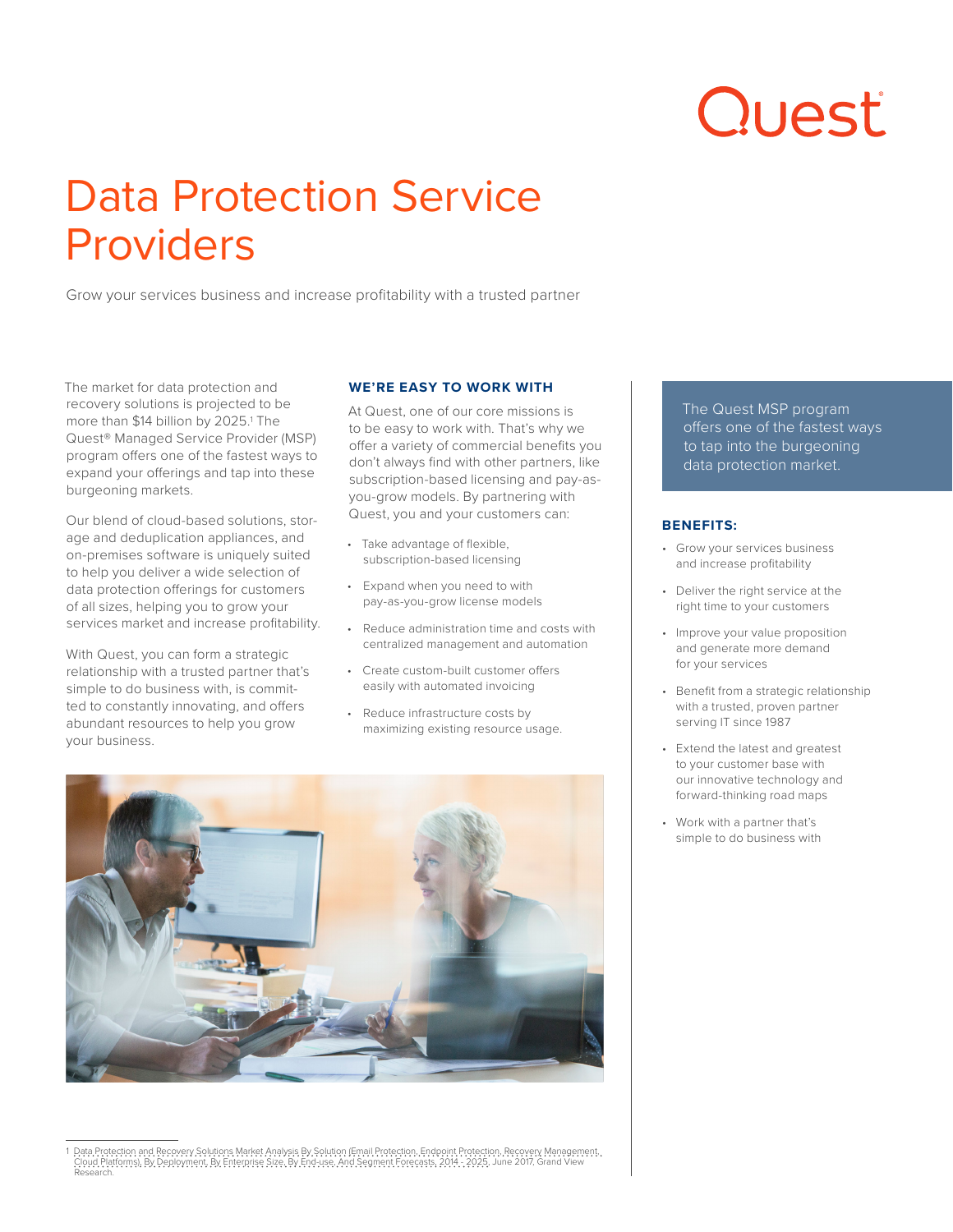# Data Protection Service Providers

Grow your services business and increase profitability with a trusted partner

The market for data protection and recovery solutions is projected to be more than $14 billion by 2025.[1] The Quest® Managed Service Provider (MSP) program offers one of the fastest ways to expand your offerings and tap into these burgeoning markets.

Our blend of cloud-based solutions, storage and deduplication appliances, and on-premises software is uniquely suited to help you deliver a wide selection of data protection offerings for customers of all sizes, helping you to grow your services market and increase profitability.

With Quest, you can form a strategic relationship with a trusted partner that's simple to do business with, is committed to constantly innovating, and offers abundant resources to help you grow your business.

## WE'RE EASY TO WORK WITH

At Quest, one of our core missions is to be easy to work with. That's why we offer a variety of commercial benefits you don't always find with other partners, like subscription-based licensing and pay-as-you-grow models. By partnering with Quest, you and your customers can:

- Take advantage of flexible, subscription-based licensing
- Expand when you need to with pay-as-you-grow license models
- Reduce administration time and costs with centralized management and automation
- Create custom-built customer offers easily with automated invoicing
- Reduce infrastructure costs by maximizing existing resource usage.

The Quest MSP program offers one of the fastest ways to tap into the burgeoning data protection market.

## BENEFITS:

- Grow your services business and increase profitability
- Deliver the right service at the right time to your customers
- Improve your value proposition and generate more demand for your services
- Benefit from a strategic relationship with a trusted, proven partner serving IT since 1987
- Extend the latest and greatest to your customer base with our innovative technology and forward-thinking road maps
- Work with a partner that's simple to do business with

[1] Data Protection and Recovery Solutions Market Analysis By Solution (Email Protection, Endpoint Protection, Recovery Management, Cloud Platforms), By Deployment, By Enterprise Size, By End-use, And Segment Forecasts, 2014 - 2025, June 2017, Grand View Research.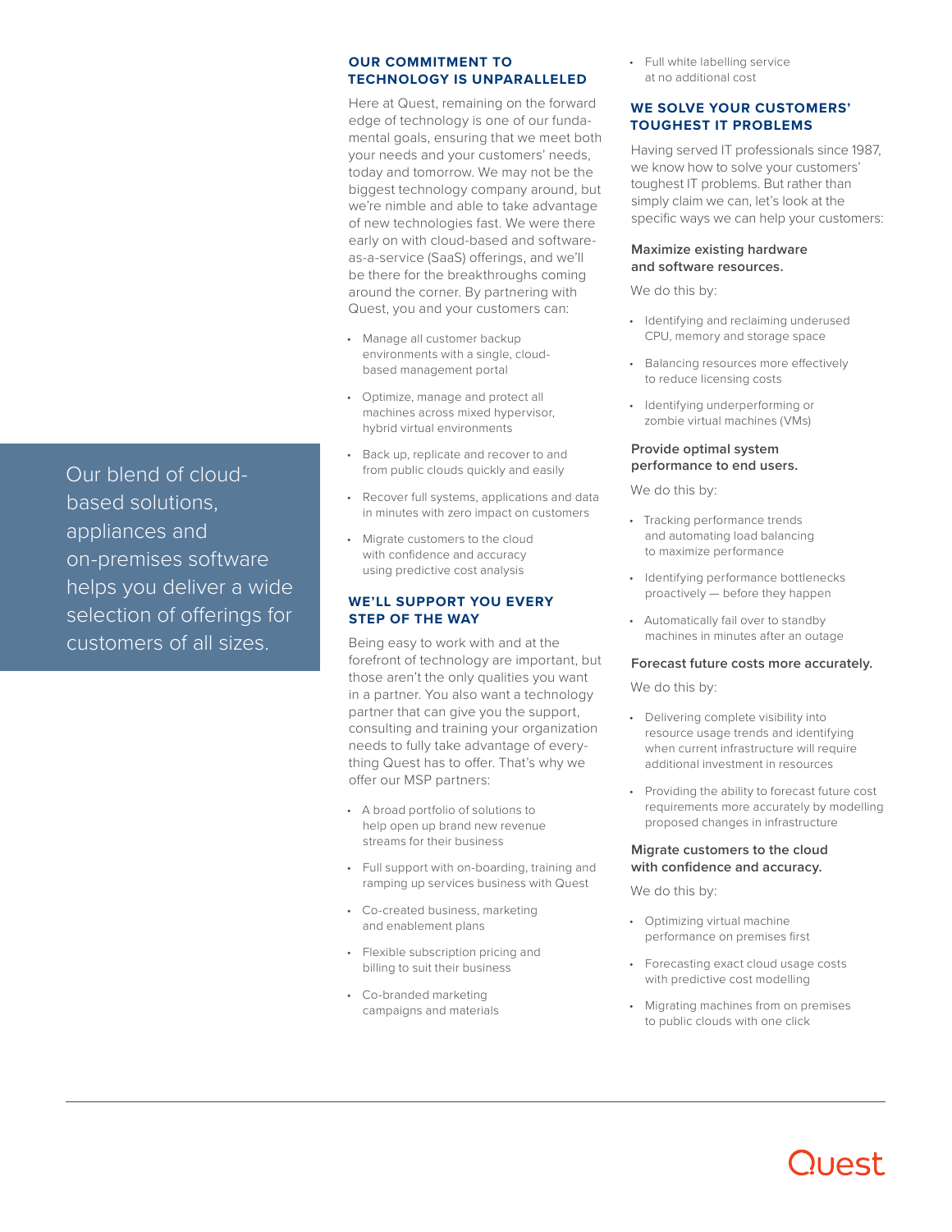> Our blend of cloud-based solutions, appliances and on-premises software helps you deliver a wide selection of offerings for customers of all sizes.

## OUR COMMITMENT TO TECHNOLOGY IS UNPARALLELED

Here at Quest, remaining on the forward edge of technology is one of our fundamental goals, ensuring that we meet both your needs and your customers' needs, today and tomorrow. We may not be the biggest technology company around, but we're nimble and able to take advantage of new technologies fast. We were there early on with cloud-based and software-as-a-service (SaaS) offerings, and we'll be there for the breakthroughs coming around the corner. By partnering with Quest, you and your customers can:

- Manage all customer backup environments with a single, cloud-based management portal
- Optimize, manage and protect all machines across mixed hypervisor, hybrid virtual environments
- Back up, replicate and recover to and from public clouds quickly and easily
- Recover full systems, applications and data in minutes with zero impact on customers
- Migrate customers to the cloud with confidence and accuracy using predictive cost analysis

## WE'LL SUPPORT YOU EVERY STEP OF THE WAY

Being easy to work with and at the forefront of technology are important, but those aren't the only qualities you want in a partner. You also want a technology partner that can give you the support, consulting and training your organization needs to fully take advantage of everything Quest has to offer. That's why we offer our MSP partners:

- A broad portfolio of solutions to help open up brand new revenue streams for their business
- Full support with on-boarding, training and ramping up services business with Quest
- Co-created business, marketing and enablement plans
- Flexible subscription pricing and billing to suit their business
- Co-branded marketing campaigns and materials
- Full white labelling service at no additional cost

## WE SOLVE YOUR CUSTOMERS' TOUGHEST IT PROBLEMS

Having served IT professionals since 1987, we know how to solve your customers' toughest IT problems. But rather than simply claim we can, let's look at the specific ways we can help your customers:

### Maximize existing hardware and software resources.

We do this by:

- Identifying and reclaiming underused CPU, memory and storage space
- Balancing resources more effectively to reduce licensing costs
- Identifying underperforming or zombie virtual machines (VMs)

### Provide optimal system performance to end users.

We do this by:

- Tracking performance trends and automating load balancing to maximize performance
- Identifying performance bottlenecks proactively — before they happen
- Automatically fail over to standby machines in minutes after an outage

### Forecast future costs more accurately.

We do this by:

- Delivering complete visibility into resource usage trends and identifying when current infrastructure will require additional investment in resources
- Providing the ability to forecast future cost requirements more accurately by modelling proposed changes in infrastructure

### Migrate customers to the cloud with confidence and accuracy.

We do this by:

- Optimizing virtual machine performance on premises first
- Forecasting exact cloud usage costs with predictive cost modelling
- Migrating machines from on premises to public clouds with one click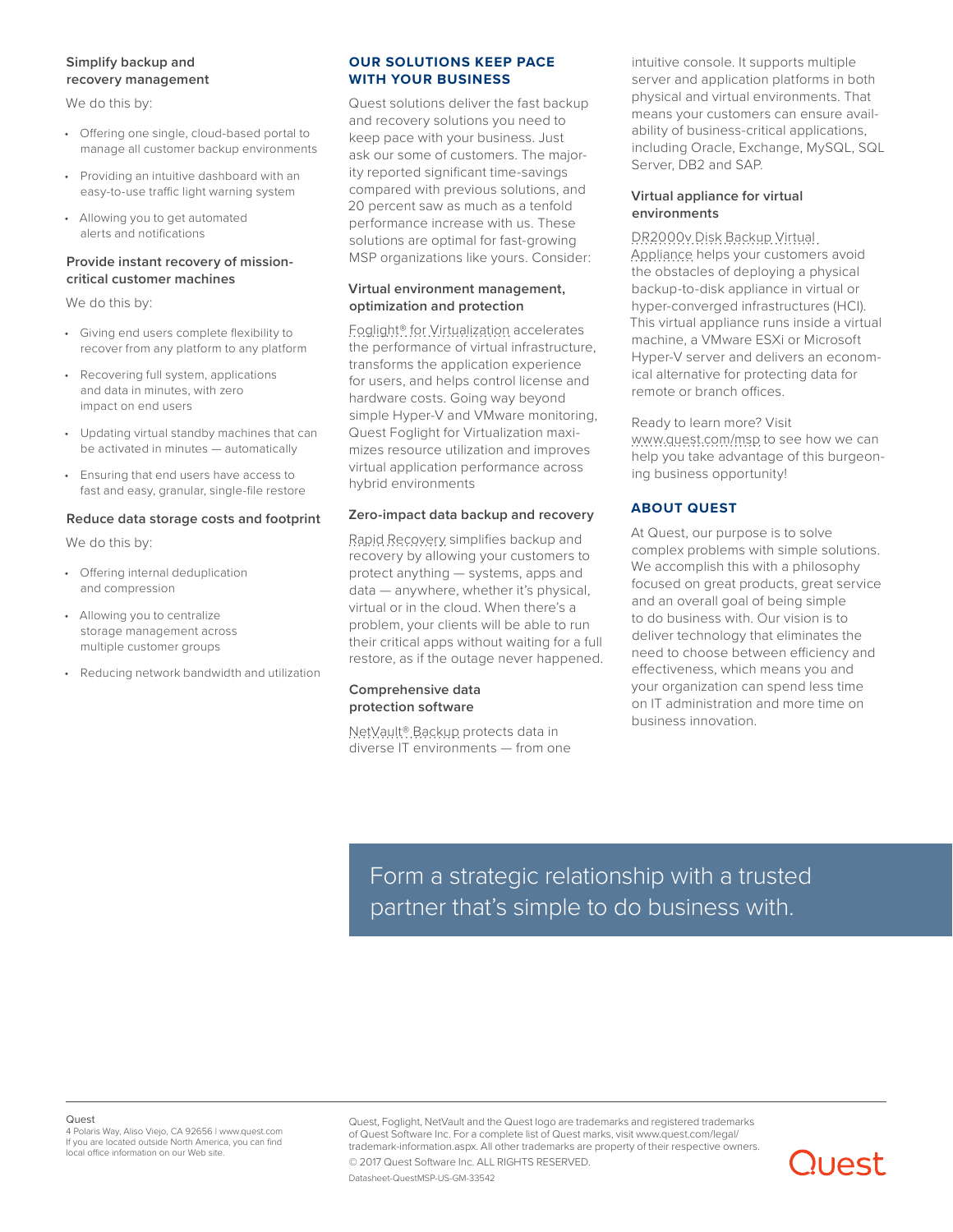### Simplify backup and recovery management

We do this by:

- Offering one single, cloud-based portal to manage all customer backup environments
- Providing an intuitive dashboard with an easy-to-use traffic light warning system
- Allowing you to get automated alerts and notifications

### Provide instant recovery of mission-critical customer machines

We do this by:

- Giving end users complete flexibility to recover from any platform to any platform
- Recovering full system, applications and data in minutes, with zero impact on end users
- Updating virtual standby machines that can be activated in minutes — automatically
- Ensuring that end users have access to fast and easy, granular, single-file restore

### Reduce data storage costs and footprint

We do this by:

- Offering internal deduplication and compression
- Allowing you to centralize storage management across multiple customer groups
- Reducing network bandwidth and utilization

## OUR SOLUTIONS KEEP PACE WITH YOUR BUSINESS

Quest solutions deliver the fast backup and recovery solutions you need to keep pace with your business. Just ask our some of customers. The majority reported significant time-savings compared with previous solutions, and 20 percent saw as much as a tenfold performance increase with us. These solutions are optimal for fast-growing MSP organizations like yours. Consider:

### Virtual environment management, optimization and protection

Foglight® for Virtualization accelerates the performance of virtual infrastructure, transforms the application experience for users, and helps control license and hardware costs. Going way beyond simple Hyper-V and VMware monitoring, Quest Foglight for Virtualization maximizes resource utilization and improves virtual application performance across hybrid environments

### Zero-impact data backup and recovery

Rapid Recovery simplifies backup and recovery by allowing your customers to protect anything — systems, apps and data — anywhere, whether it's physical, virtual or in the cloud. When there's a problem, your clients will be able to run their critical apps without waiting for a full restore, as if the outage never happened.

### Comprehensive data protection software

NetVault® Backup protects data in diverse IT environments — from one intuitive console. It supports multiple server and application platforms in both physical and virtual environments. That means your customers can ensure availability of business-critical applications, including Oracle, Exchange, MySQL, SQL Server, DB2 and SAP.

### Virtual appliance for virtual environments

DR2000v Disk Backup Virtual Appliance helps your customers avoid the obstacles of deploying a physical backup-to-disk appliance in virtual or hyper-converged infrastructures (HCI). This virtual appliance runs inside a virtual machine, a VMware ESXi or Microsoft Hyper-V server and delivers an economical alternative for protecting data for remote or branch offices.

Ready to learn more? Visit www.quest.com/msp to see how we can help you take advantage of this burgeoning business opportunity!

## ABOUT QUEST

At Quest, our purpose is to solve complex problems with simple solutions. We accomplish this with a philosophy focused on great products, great service and an overall goal of being simple to do business with. Our vision is to deliver technology that eliminates the need to choose between efficiency and effectiveness, which means you and your organization can spend less time on IT administration and more time on business innovation.

Form a strategic relationship with a trusted partner that's simple to do business with.

Quest
4 Polaris Way, Aliso Viejo, CA 92656 | www.quest.com
If you are located outside North America, you can find local office information on our Web site.

Quest, Foglight, NetVault and the Quest logo are trademarks and registered trademarks of Quest Software Inc. For a complete list of Quest marks, visit www.quest.com/legal/trademark-information.aspx. All other trademarks are property of their respective owners.

© 2017 Quest Software Inc. ALL RIGHTS RESERVED.

Datasheet-QuestMSP-US-GM-33542

Quest